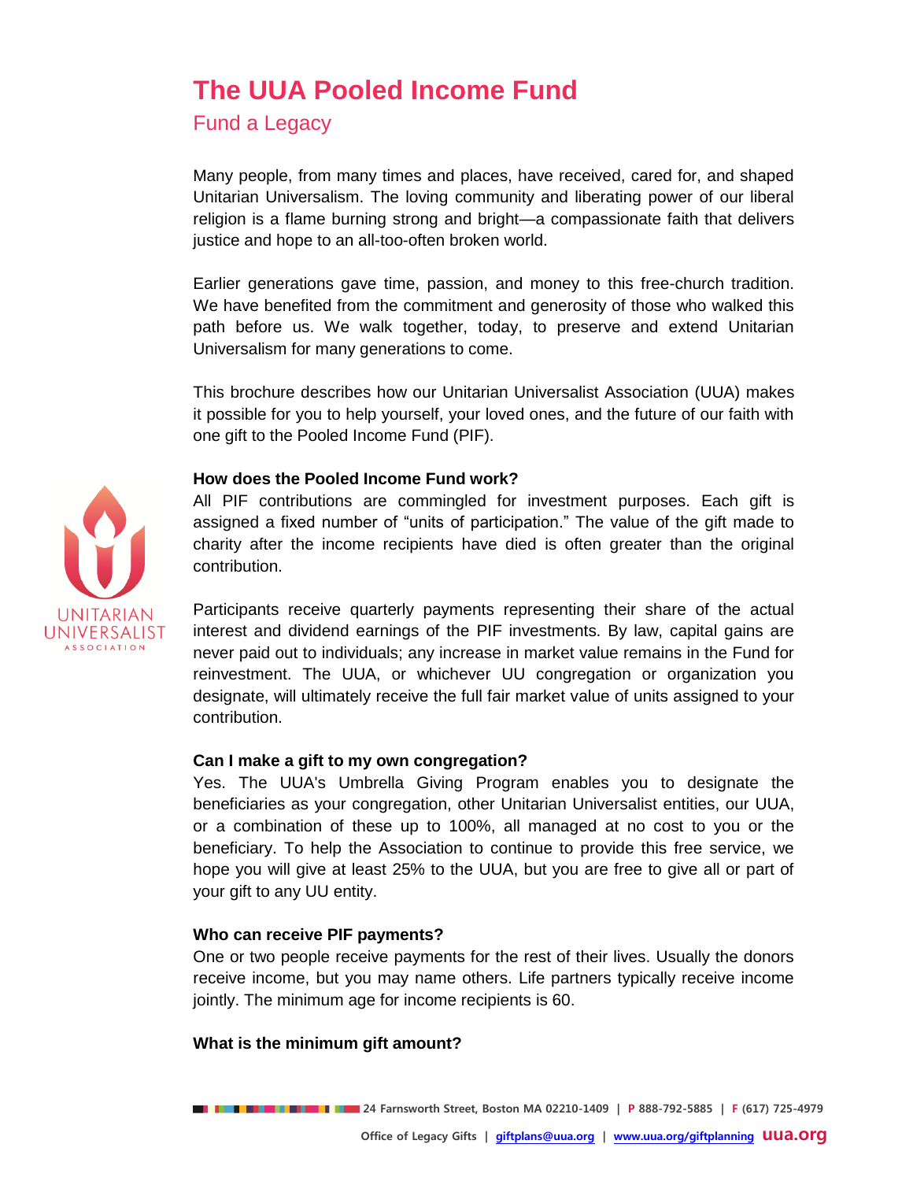# The UUA Pooled Income Fund

## Fund a Legacy

Many people, from many times and places, have received, cared for, and shaped Unitarian Universalism. The loving community and liberating power of our liberal religion is a flame burning strong and bright—a compassionate faith that delivers justice and hope to an all-too-often broken world.

Earlier generations gave time, passion, and money to this free-church tradition. We have benefited from the commitment and generosity of those who walked this path before us. We walk together, today, to preserve and extend Unitarian Universalism for many generations to come.

This brochure describes how our Unitarian Universalist Association (UUA) makes it possible for you to help yourself, your loved ones, and the future of our faith with one gift to the Pooled Income Fund (PIF).

**How does the Pooled Income Fund work?**

All PIF contributions are commingled for investment purposes. Each gift is assigned a fixed number of "units of participation." The value of the gift made to charity after the income recipients have died is often greater than the original contribution.

Participants receive quarterly payments representing their share of the actual interest and dividend earnings of the PIF investments. By law, capital gains are never paid out to individuals; any increase in market value remains in the Fund for reinvestment. The UUA, or whichever UU congregation or organization you designate, will ultimately receive the full fair market value of units assigned to your contribution.

**Can I make a gift to my own congregation?**

Yes. The UUA's Umbrella Giving Program enables you to designate the beneficiaries as your congregation, other Unitarian Universalist entities, our UUA, or a combination of these up to 100%, all managed at no cost to you or the beneficiary. To help the Association to continue to provide this free service, we hope you will give at least 25% to the UUA, but you are free to give all or part of your gift to any UU entity.

**Who can receive PIF payments?**

One or two people receive payments for the rest of their lives. Usually the donors receive income, but you may name others. Life partners typically receive income jointly. The minimum age for income recipients is 60.

**What is the minimum gift amount?**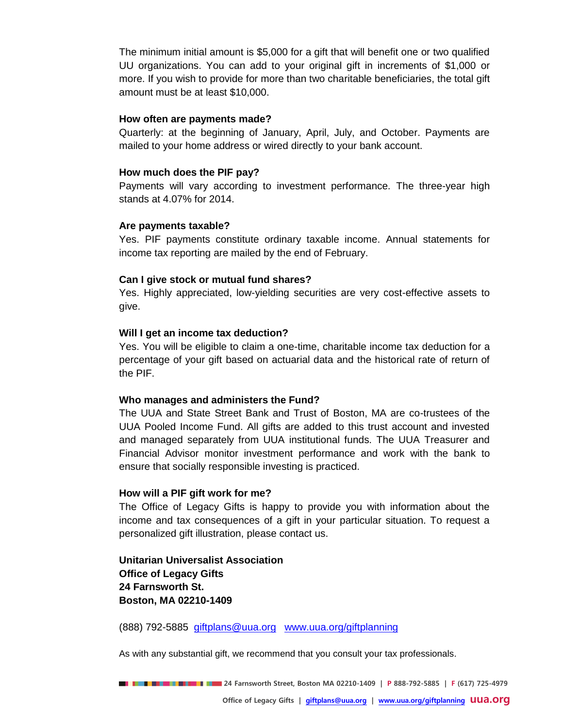The minimum initial amount is $5,000 for a gift that will benefit one or two qualified UU organizations. You can add to your original gift in increments of $1,000 or more. If you wish to provide for more than two charitable beneficiaries, the total gift amount must be at least $10,000.

**How often are payments made?**

Quarterly: at the beginning of January, April, July, and October. Payments are mailed to your home address or wired directly to your bank account.

**How much does the PIF pay?**

Payments will vary according to investment performance. The three-year high stands at 4.07% for 2014.

**Are payments taxable?**

Yes. PIF payments constitute ordinary taxable income. Annual statements for income tax reporting are mailed by the end of February.

**Can I give stock or mutual fund shares?**

Yes. Highly appreciated, low-yielding securities are very cost-effective assets to give.

**Will I get an income tax deduction?**

Yes. You will be eligible to claim a one-time, charitable income tax deduction for a percentage of your gift based on actuarial data and the historical rate of return of the PIF.

**Who manages and administers the Fund?**

The UUA and State Street Bank and Trust of Boston, MA are co-trustees of the UUA Pooled Income Fund. All gifts are added to this trust account and invested and managed separately from UUA institutional funds. The UUA Treasurer and Financial Advisor monitor investment performance and work with the bank to ensure that socially responsible investing is practiced.

**How will a PIF gift work for me?**

The Office of Legacy Gifts is happy to provide you with information about the income and tax consequences of a gift in your particular situation. To request a personalized gift illustration, please contact us.

**Unitarian Universalist Association**
**Office of Legacy Gifts**
**24 Farnsworth St.**
**Boston, MA 02210-1409**

(888) 792-5885 giftplans@uua.org www.uua.org/giftplanning

As with any substantial gift, we recommend that you consult your tax professionals.

24 Farnsworth Street, Boston MA 02210-1409 | P 888-792-5885 | F (617) 725-4979

Office of Legacy Gifts | giftplans@uua.org | www.uua.org/giftplanning uua.org